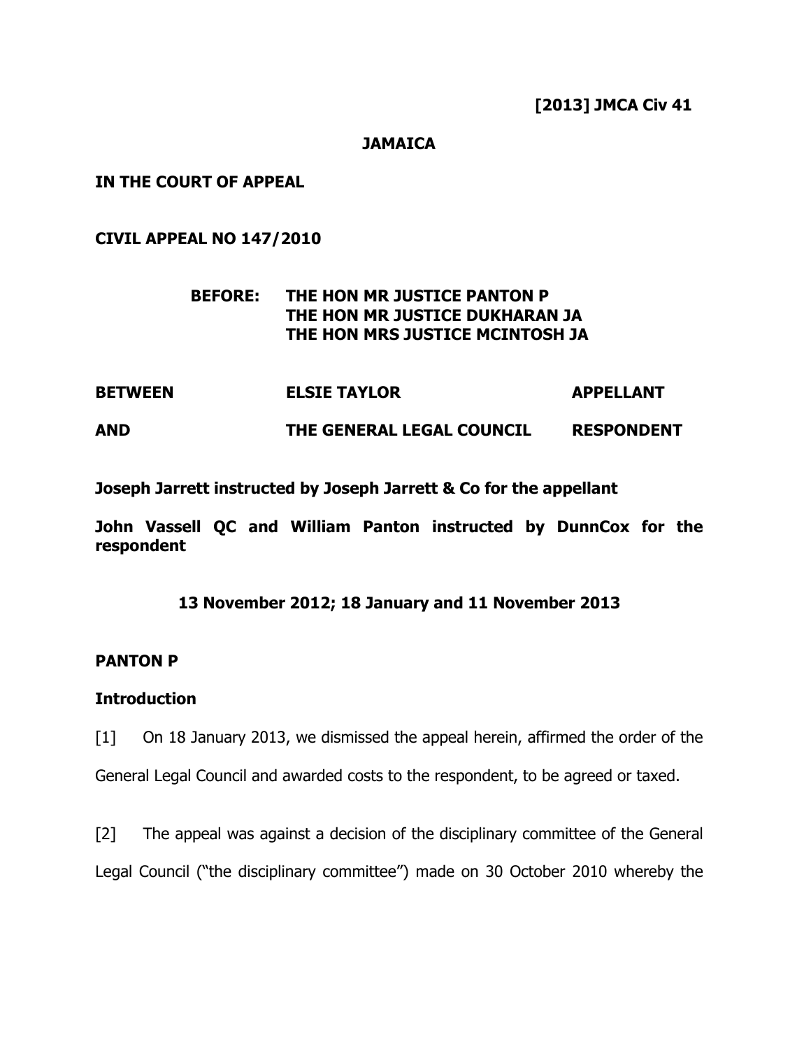**[2013] JMCA Civ 41**

**JAMAICA**

**IN THE COURT OF APPEAL**

**CIVIL APPEAL NO 147/2010**

**BEFORE: THE HON MR JUSTICE PANTON P**
**THE HON MR JUSTICE DUKHARAN JA**
**THE HON MRS JUSTICE MCINTOSH JA**

| | | |
|---|---|---|
| **BETWEEN** | **ELSIE TAYLOR** | **APPELLANT** |
| **AND** | **THE GENERAL LEGAL COUNCIL** | **RESPONDENT** |

**Joseph Jarrett instructed by Joseph Jarrett & Co for the appellant**

**John Vassell QC and William Panton instructed by DunnCox for the respondent**

**13 November 2012; 18 January and 11 November 2013**

## PANTON P

### Introduction

[1] On 18 January 2013, we dismissed the appeal herein, affirmed the order of the General Legal Council and awarded costs to the respondent, to be agreed or taxed.

[2] The appeal was against a decision of the disciplinary committee of the General Legal Council ("the disciplinary committee") made on 30 October 2010 whereby the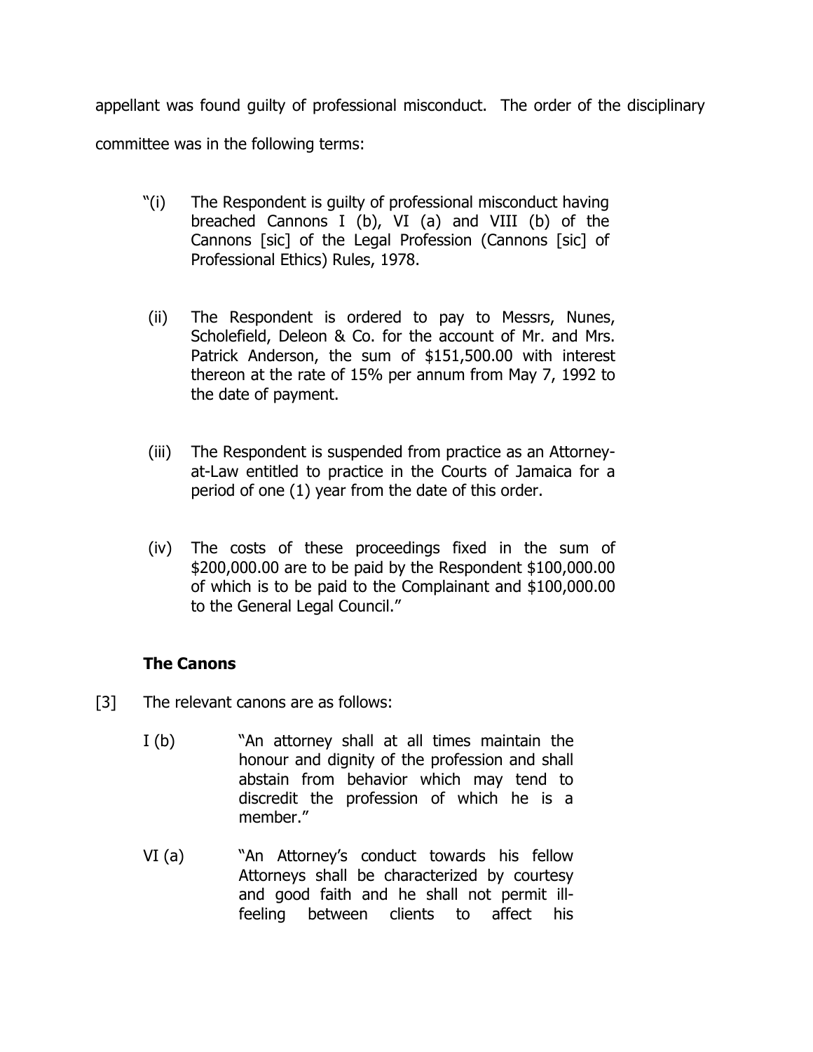appellant was found guilty of professional misconduct. The order of the disciplinary committee was in the following terms:

> "(i) The Respondent is guilty of professional misconduct having breached Cannons I (b), VI (a) and VIII (b) of the Cannons [sic] of the Legal Profession (Cannons [sic] of Professional Ethics) Rules, 1978.
>
> (ii) The Respondent is ordered to pay to Messrs, Nunes, Scholefield, Deleon & Co. for the account of Mr. and Mrs. Patrick Anderson, the sum of $151,500.00 with interest thereon at the rate of 15% per annum from May 7, 1992 to the date of payment.
>
> (iii) The Respondent is suspended from practice as an Attorney-at-Law entitled to practice in the Courts of Jamaica for a period of one (1) year from the date of this order.
>
> (iv) The costs of these proceedings fixed in the sum of $200,000.00 are to be paid by the Respondent $100,000.00 of which is to be paid to the Complainant and $100,000.00 to the General Legal Council."

**The Canons**

[3] The relevant canons are as follows:

I (b) "An attorney shall at all times maintain the honour and dignity of the profession and shall abstain from behavior which may tend to discredit the profession of which he is a member."

VI (a) "An Attorney's conduct towards his fellow Attorneys shall be characterized by courtesy and good faith and he shall not permit ill-feeling between clients to affect his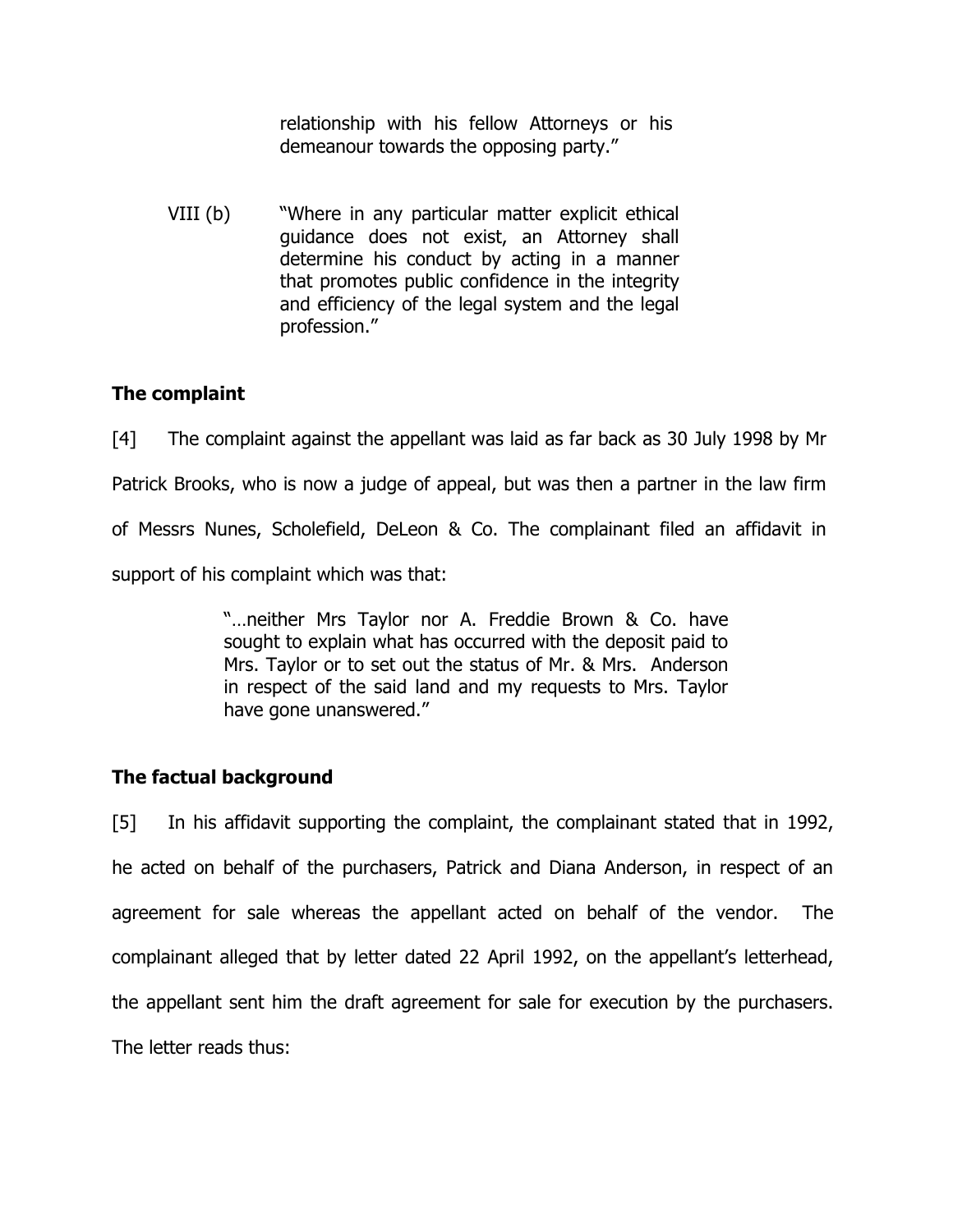> relationship with his fellow Attorneys or his demeanour towards the opposing party."

VIII (b) "Where in any particular matter explicit ethical guidance does not exist, an Attorney shall determine his conduct by acting in a manner that promotes public confidence in the integrity and efficiency of the legal system and the legal profession."

**The complaint**

[4] The complaint against the appellant was laid as far back as 30 July 1998 by Mr Patrick Brooks, who is now a judge of appeal, but was then a partner in the law firm of Messrs Nunes, Scholefield, DeLeon & Co. The complainant filed an affidavit in support of his complaint which was that:

> "…neither Mrs Taylor nor A. Freddie Brown & Co. have sought to explain what has occurred with the deposit paid to Mrs. Taylor or to set out the status of Mr. & Mrs. Anderson in respect of the said land and my requests to Mrs. Taylor have gone unanswered."

**The factual background**

[5] In his affidavit supporting the complaint, the complainant stated that in 1992, he acted on behalf of the purchasers, Patrick and Diana Anderson, in respect of an agreement for sale whereas the appellant acted on behalf of the vendor. The complainant alleged that by letter dated 22 April 1992, on the appellant's letterhead, the appellant sent him the draft agreement for sale for execution by the purchasers. The letter reads thus: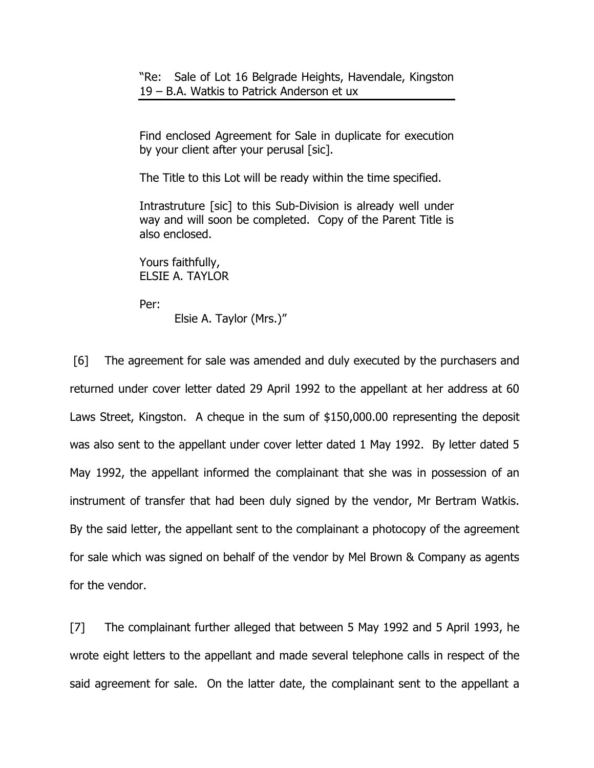> "Re: Sale of Lot 16 Belgrade Heights, Havendale, Kingston 19 – B.A. Watkis to Patrick Anderson et ux
>
> Find enclosed Agreement for Sale in duplicate for execution by your client after your perusal [sic].
>
> The Title to this Lot will be ready within the time specified.
>
> Intrastruture [sic] to this Sub-Division is already well under way and will soon be completed. Copy of the Parent Title is also enclosed.
>
> Yours faithfully,
> ELSIE A. TAYLOR
>
> Per:
> Elsie A. Taylor (Mrs.)"

[6] The agreement for sale was amended and duly executed by the purchasers and returned under cover letter dated 29 April 1992 to the appellant at her address at 60 Laws Street, Kingston. A cheque in the sum of $150,000.00 representing the deposit was also sent to the appellant under cover letter dated 1 May 1992. By letter dated 5 May 1992, the appellant informed the complainant that she was in possession of an instrument of transfer that had been duly signed by the vendor, Mr Bertram Watkis. By the said letter, the appellant sent to the complainant a photocopy of the agreement for sale which was signed on behalf of the vendor by Mel Brown & Company as agents for the vendor.

[7] The complainant further alleged that between 5 May 1992 and 5 April 1993, he wrote eight letters to the appellant and made several telephone calls in respect of the said agreement for sale. On the latter date, the complainant sent to the appellant a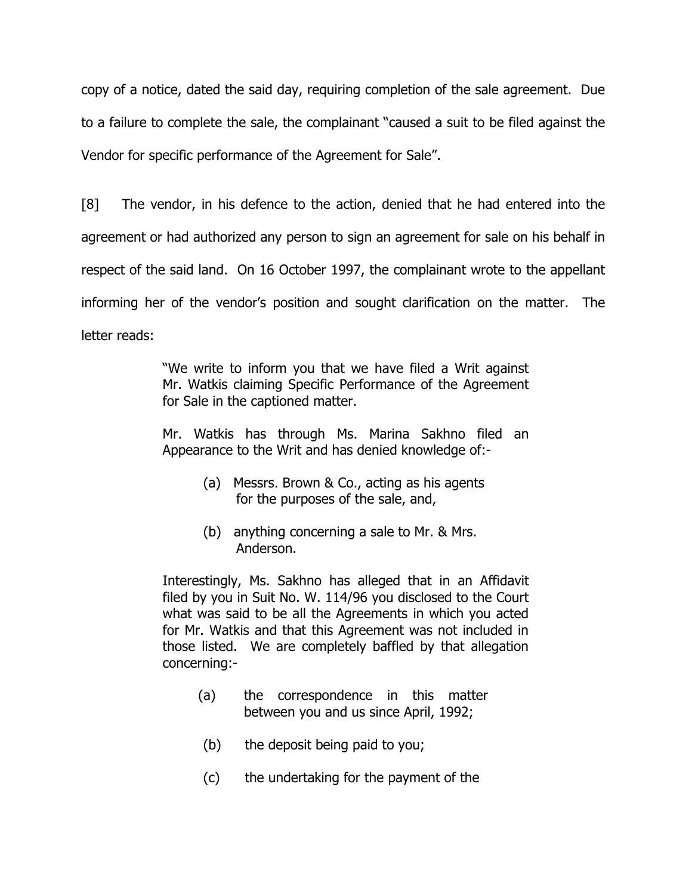copy of a notice, dated the said day, requiring completion of the sale agreement. Due to a failure to complete the sale, the complainant "caused a suit to be filed against the Vendor for specific performance of the Agreement for Sale".

[8] The vendor, in his defence to the action, denied that he had entered into the agreement or had authorized any person to sign an agreement for sale on his behalf in respect of the said land. On 16 October 1997, the complainant wrote to the appellant informing her of the vendor's position and sought clarification on the matter. The letter reads:

> "We write to inform you that we have filed a Writ against Mr. Watkis claiming Specific Performance of the Agreement for Sale in the captioned matter.
>
> Mr. Watkis has through Ms. Marina Sakhno filed an Appearance to the Writ and has denied knowledge of:-
>
> (a) Messrs. Brown & Co., acting as his agents for the purposes of the sale, and,
>
> (b) anything concerning a sale to Mr. & Mrs. Anderson.
>
> Interestingly, Ms. Sakhno has alleged that in an Affidavit filed by you in Suit No. W. 114/96 you disclosed to the Court what was said to be all the Agreements in which you acted for Mr. Watkis and that this Agreement was not included in those listed. We are completely baffled by that allegation concerning:-
>
> (a) the correspondence in this matter between you and us since April, 1992;
>
> (b) the deposit being paid to you;
>
> (c) the undertaking for the payment of the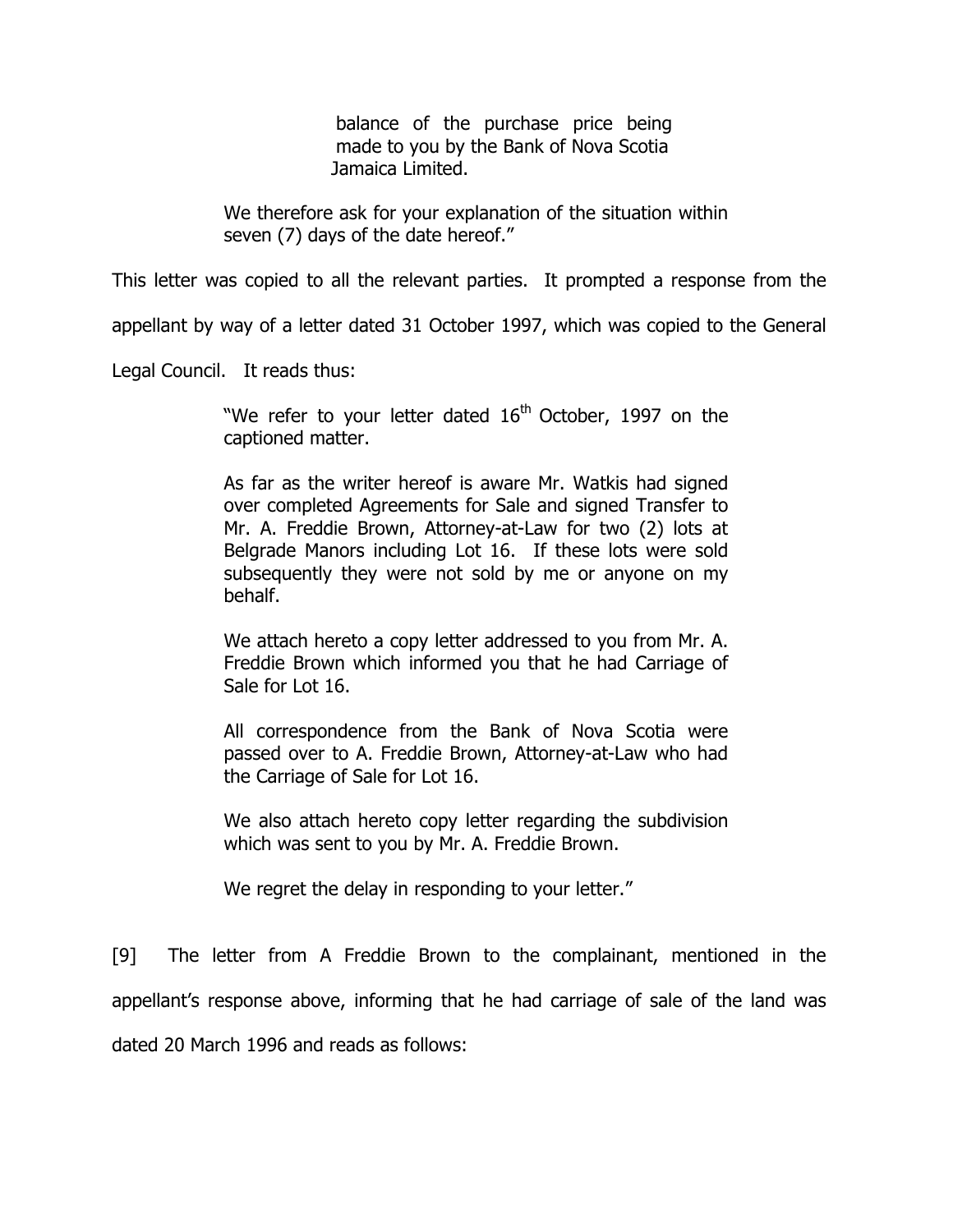> balance of the purchase price being made to you by the Bank of Nova Scotia Jamaica Limited.
>
> We therefore ask for your explanation of the situation within seven (7) days of the date hereof."

This letter was copied to all the relevant parties. It prompted a response from the appellant by way of a letter dated 31 October 1997, which was copied to the General Legal Council. It reads thus:

> "We refer to your letter dated 16th October, 1997 on the captioned matter.
>
> As far as the writer hereof is aware Mr. Watkis had signed over completed Agreements for Sale and signed Transfer to Mr. A. Freddie Brown, Attorney-at-Law for two (2) lots at Belgrade Manors including Lot 16. If these lots were sold subsequently they were not sold by me or anyone on my behalf.
>
> We attach hereto a copy letter addressed to you from Mr. A. Freddie Brown which informed you that he had Carriage of Sale for Lot 16.
>
> All correspondence from the Bank of Nova Scotia were passed over to A. Freddie Brown, Attorney-at-Law who had the Carriage of Sale for Lot 16.
>
> We also attach hereto copy letter regarding the subdivision which was sent to you by Mr. A. Freddie Brown.
>
> We regret the delay in responding to your letter."

[9] The letter from A Freddie Brown to the complainant, mentioned in the appellant's response above, informing that he had carriage of sale of the land was dated 20 March 1996 and reads as follows: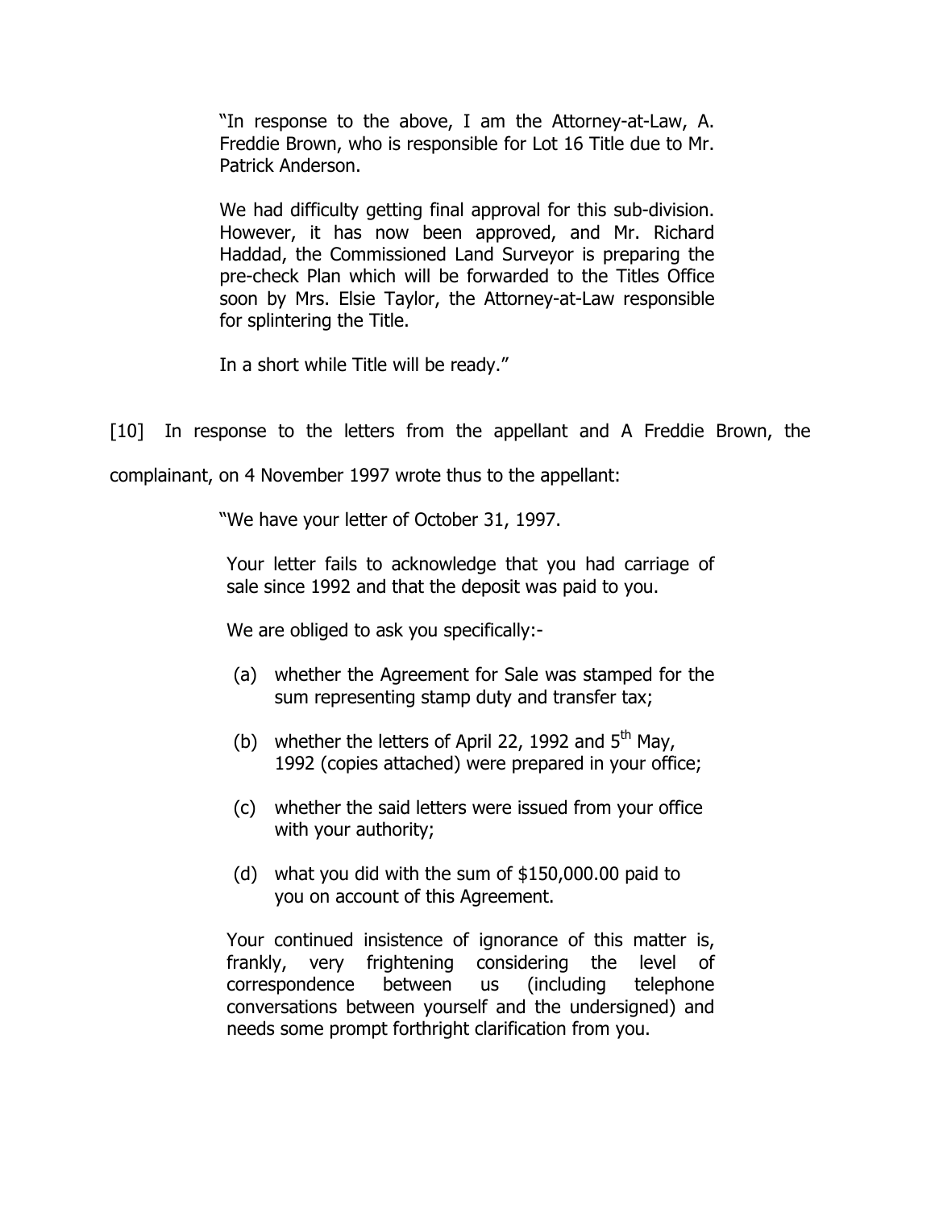> "In response to the above, I am the Attorney-at-Law, A. Freddie Brown, who is responsible for Lot 16 Title due to Mr. Patrick Anderson.
>
> We had difficulty getting final approval for this sub-division. However, it has now been approved, and Mr. Richard Haddad, the Commissioned Land Surveyor is preparing the pre-check Plan which will be forwarded to the Titles Office soon by Mrs. Elsie Taylor, the Attorney-at-Law responsible for splintering the Title.
>
> In a short while Title will be ready."

[10] In response to the letters from the appellant and A Freddie Brown, the complainant, on 4 November 1997 wrote thus to the appellant:

> "We have your letter of October 31, 1997.
>
> Your letter fails to acknowledge that you had carriage of sale since 1992 and that the deposit was paid to you.
>
> We are obliged to ask you specifically:-
>
> (a) whether the Agreement for Sale was stamped for the sum representing stamp duty and transfer tax;
>
> (b) whether the letters of April 22, 1992 and 5th May, 1992 (copies attached) were prepared in your office;
>
> (c) whether the said letters were issued from your office with your authority;
>
> (d) what you did with the sum of $150,000.00 paid to you on account of this Agreement.
>
> Your continued insistence of ignorance of this matter is, frankly, very frightening considering the level of correspondence between us (including telephone conversations between yourself and the undersigned) and needs some prompt forthright clarification from you.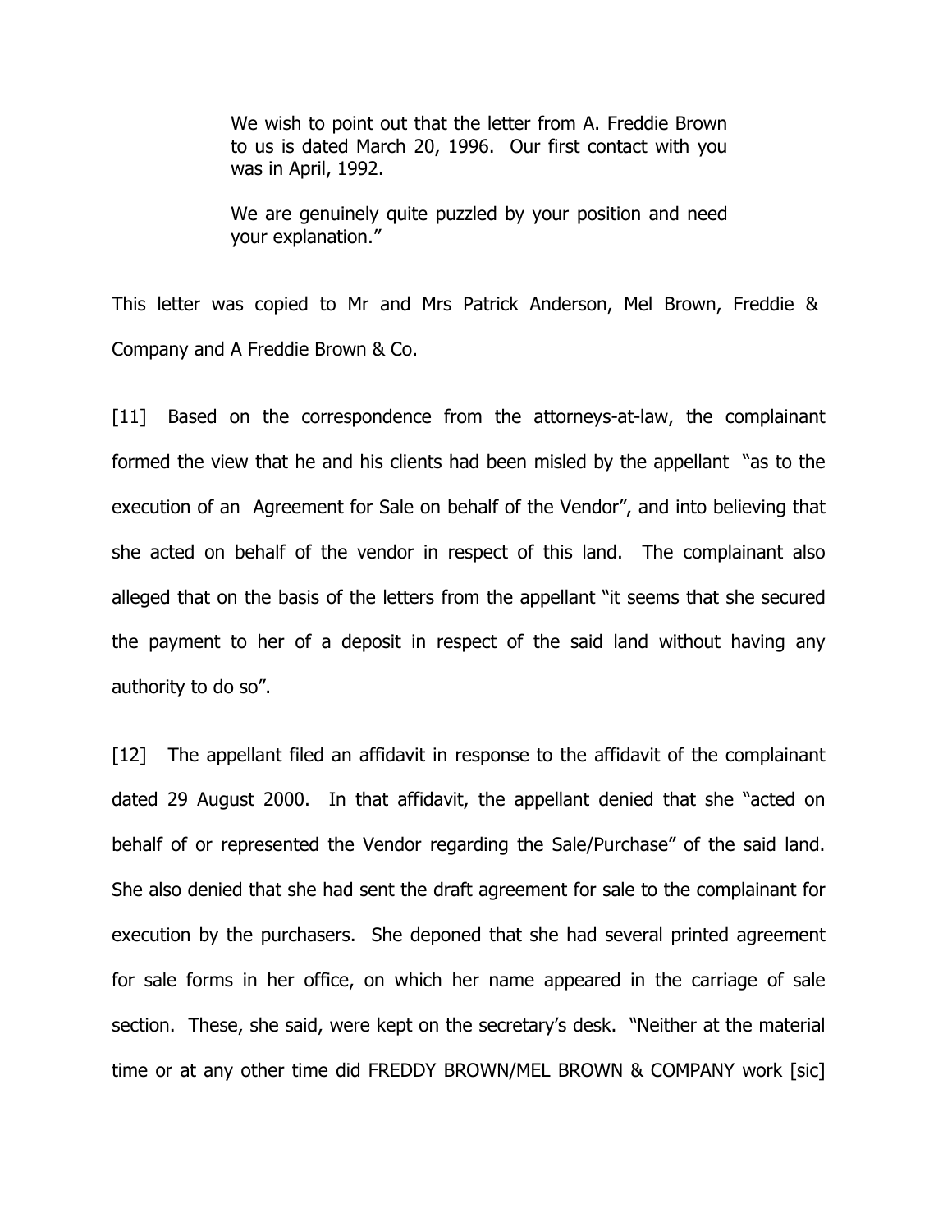> We wish to point out that the letter from A. Freddie Brown to us is dated March 20, 1996. Our first contact with you was in April, 1992.
>
> We are genuinely quite puzzled by your position and need your explanation."

This letter was copied to Mr and Mrs Patrick Anderson, Mel Brown, Freddie & Company and A Freddie Brown & Co.

[11] Based on the correspondence from the attorneys-at-law, the complainant formed the view that he and his clients had been misled by the appellant "as to the execution of an Agreement for Sale on behalf of the Vendor", and into believing that she acted on behalf of the vendor in respect of this land. The complainant also alleged that on the basis of the letters from the appellant "it seems that she secured the payment to her of a deposit in respect of the said land without having any authority to do so".

[12] The appellant filed an affidavit in response to the affidavit of the complainant dated 29 August 2000. In that affidavit, the appellant denied that she "acted on behalf of or represented the Vendor regarding the Sale/Purchase" of the said land. She also denied that she had sent the draft agreement for sale to the complainant for execution by the purchasers. She deponed that she had several printed agreement for sale forms in her office, on which her name appeared in the carriage of sale section. These, she said, were kept on the secretary's desk. "Neither at the material time or at any other time did FREDDY BROWN/MEL BROWN & COMPANY work [sic]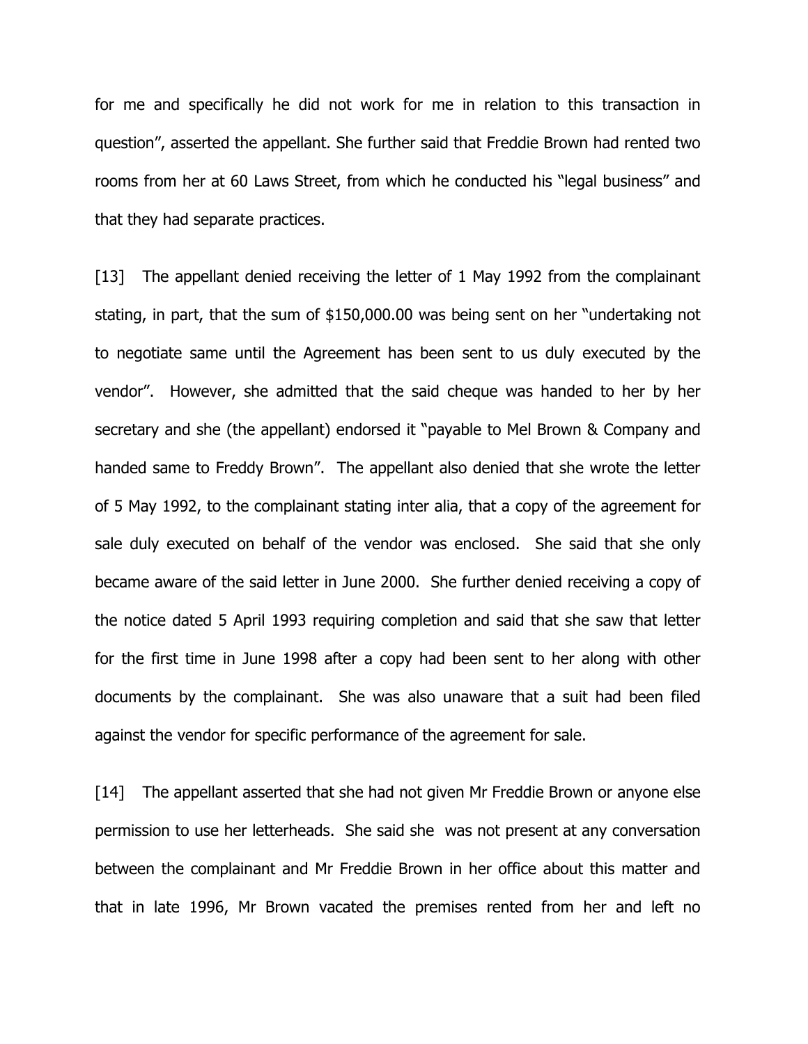for me and specifically he did not work for me in relation to this transaction in question", asserted the appellant. She further said that Freddie Brown had rented two rooms from her at 60 Laws Street, from which he conducted his "legal business" and that they had separate practices.

[13] The appellant denied receiving the letter of 1 May 1992 from the complainant stating, in part, that the sum of $150,000.00 was being sent on her "undertaking not to negotiate same until the Agreement has been sent to us duly executed by the vendor". However, she admitted that the said cheque was handed to her by her secretary and she (the appellant) endorsed it "payable to Mel Brown & Company and handed same to Freddy Brown". The appellant also denied that she wrote the letter of 5 May 1992, to the complainant stating inter alia, that a copy of the agreement for sale duly executed on behalf of the vendor was enclosed. She said that she only became aware of the said letter in June 2000. She further denied receiving a copy of the notice dated 5 April 1993 requiring completion and said that she saw that letter for the first time in June 1998 after a copy had been sent to her along with other documents by the complainant. She was also unaware that a suit had been filed against the vendor for specific performance of the agreement for sale.

[14] The appellant asserted that she had not given Mr Freddie Brown or anyone else permission to use her letterheads. She said she was not present at any conversation between the complainant and Mr Freddie Brown in her office about this matter and that in late 1996, Mr Brown vacated the premises rented from her and left no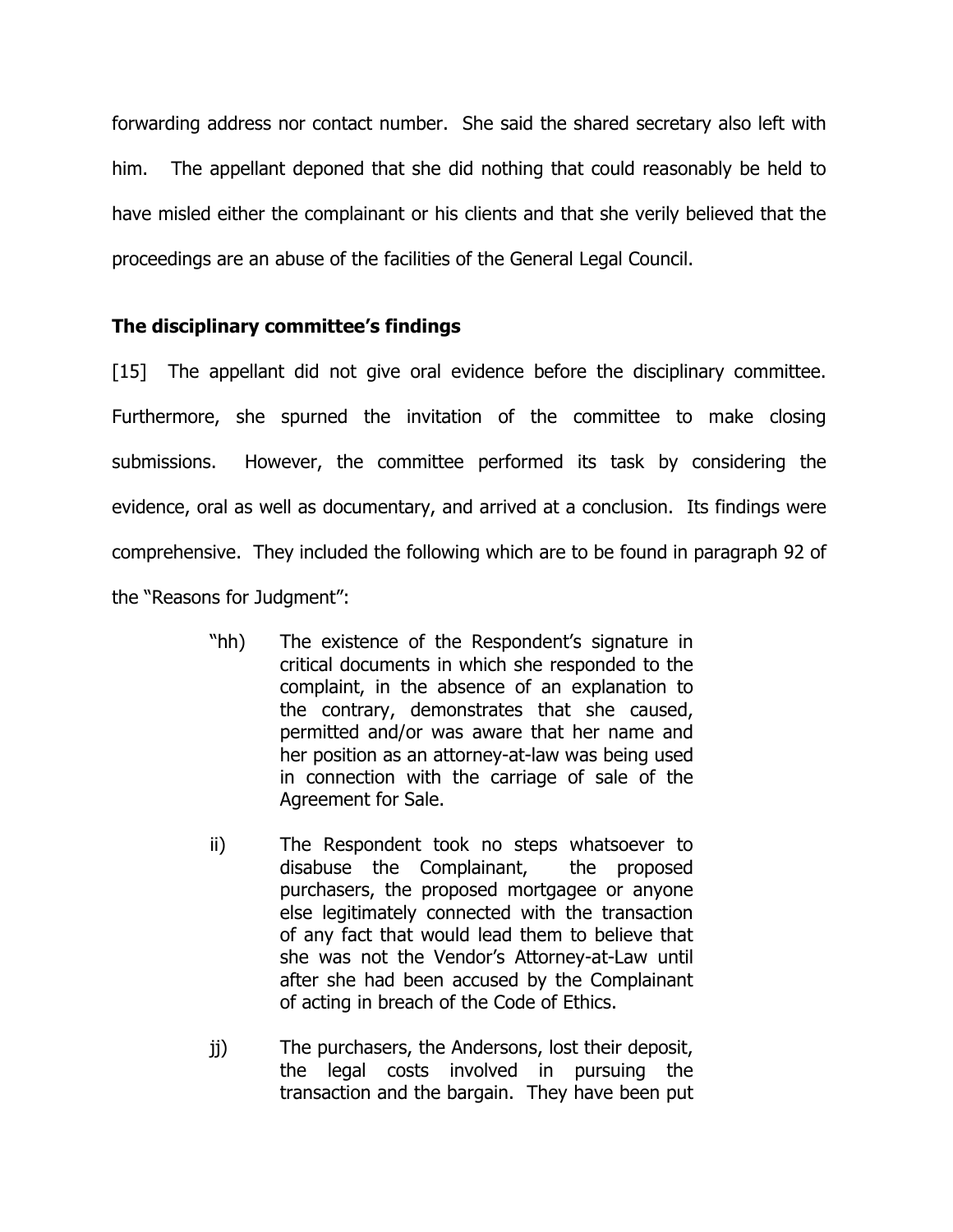forwarding address nor contact number. She said the shared secretary also left with him. The appellant deponed that she did nothing that could reasonably be held to have misled either the complainant or his clients and that she verily believed that the proceedings are an abuse of the facilities of the General Legal Council.

**The disciplinary committee's findings**

[15] The appellant did not give oral evidence before the disciplinary committee. Furthermore, she spurned the invitation of the committee to make closing submissions. However, the committee performed its task by considering the evidence, oral as well as documentary, and arrived at a conclusion. Its findings were comprehensive. They included the following which are to be found in paragraph 92 of the "Reasons for Judgment":

> "hh) The existence of the Respondent's signature in critical documents in which she responded to the complaint, in the absence of an explanation to the contrary, demonstrates that she caused, permitted and/or was aware that her name and her position as an attorney-at-law was being used in connection with the carriage of sale of the Agreement for Sale.
>
> ii) The Respondent took no steps whatsoever to disabuse the Complainant, the proposed purchasers, the proposed mortgagee or anyone else legitimately connected with the transaction of any fact that would lead them to believe that she was not the Vendor's Attorney-at-Law until after she had been accused by the Complainant of acting in breach of the Code of Ethics.
>
> jj) The purchasers, the Andersons, lost their deposit, the legal costs involved in pursuing the transaction and the bargain. They have been put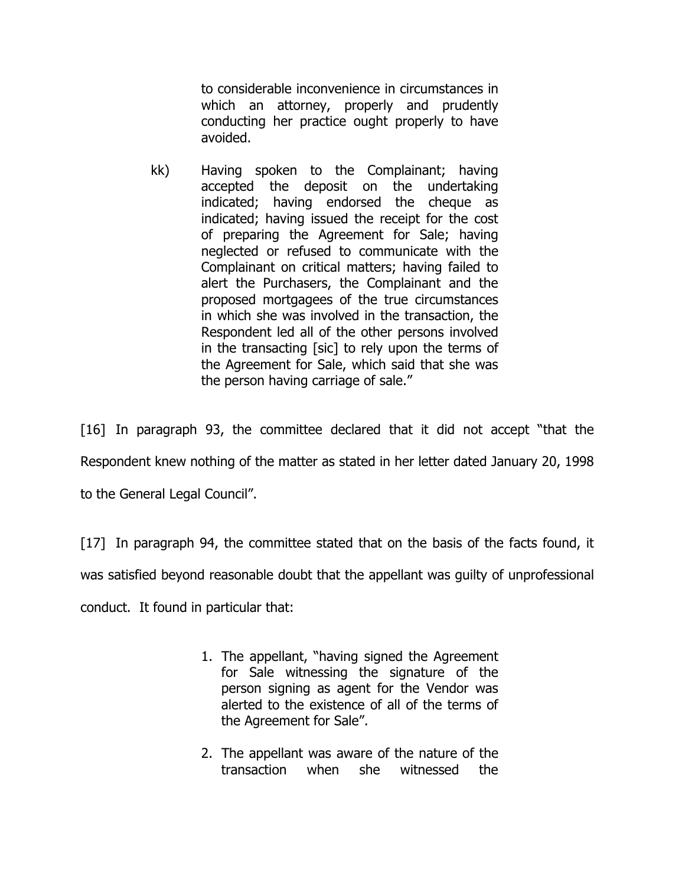> to considerable inconvenience in circumstances in which an attorney, properly and prudently conducting her practice ought properly to have avoided.
>
> kk) Having spoken to the Complainant; having accepted the deposit on the undertaking indicated; having endorsed the cheque as indicated; having issued the receipt for the cost of preparing the Agreement for Sale; having neglected or refused to communicate with the Complainant on critical matters; having failed to alert the Purchasers, the Complainant and the proposed mortgagees of the true circumstances in which she was involved in the transaction, the Respondent led all of the other persons involved in the transacting [sic] to rely upon the terms of the Agreement for Sale, which said that she was the person having carriage of sale."

[16] In paragraph 93, the committee declared that it did not accept "that the Respondent knew nothing of the matter as stated in her letter dated January 20, 1998 to the General Legal Council".

[17] In paragraph 94, the committee stated that on the basis of the facts found, it was satisfied beyond reasonable doubt that the appellant was guilty of unprofessional conduct. It found in particular that:

> 1. The appellant, "having signed the Agreement for Sale witnessing the signature of the person signing as agent for the Vendor was alerted to the existence of all of the terms of the Agreement for Sale".
>
> 2. The appellant was aware of the nature of the transaction when she witnessed the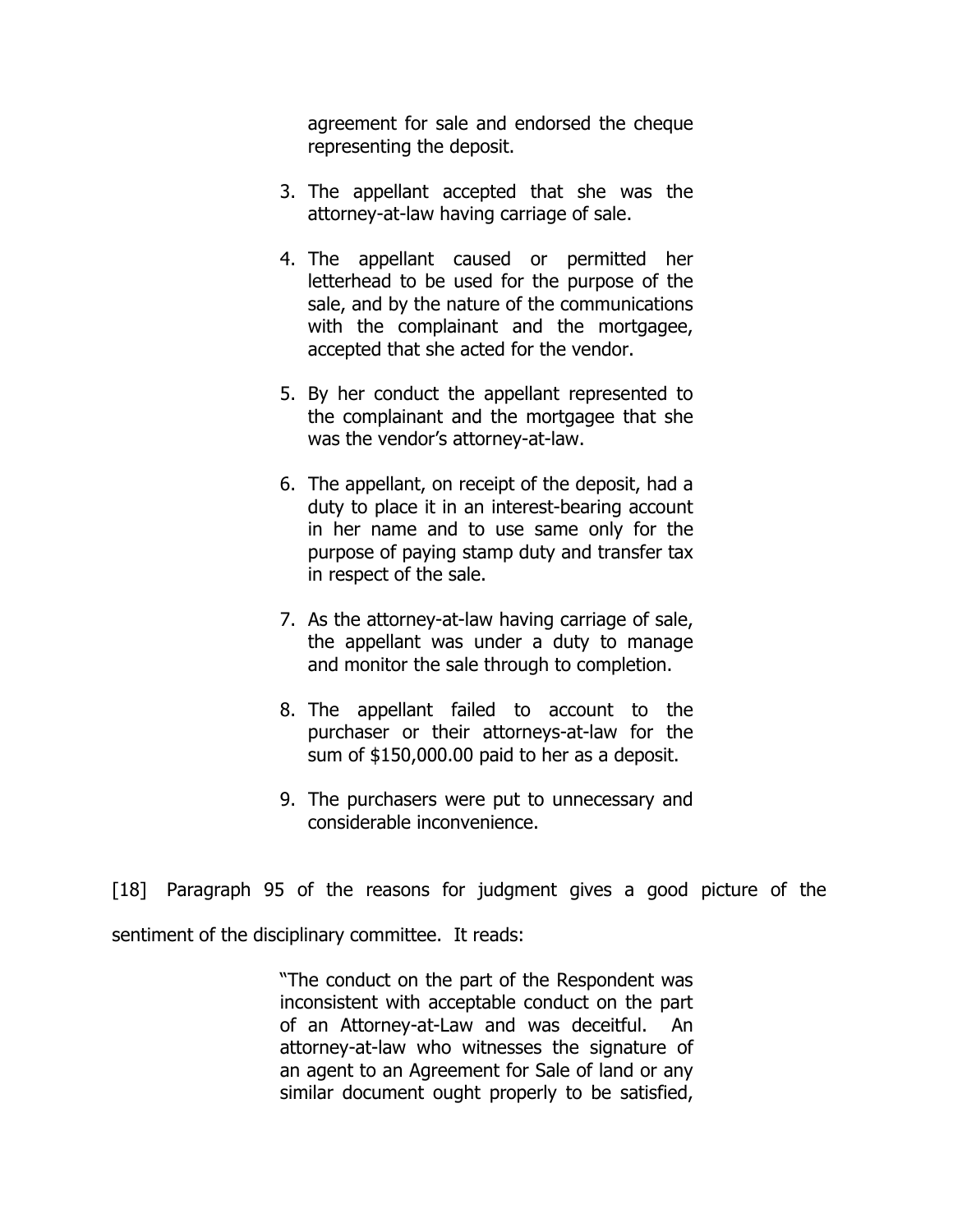agreement for sale and endorsed the cheque representing the deposit.

3. The appellant accepted that she was the attorney-at-law having carriage of sale.

4. The appellant caused or permitted her letterhead to be used for the purpose of the sale, and by the nature of the communications with the complainant and the mortgagee, accepted that she acted for the vendor.

5. By her conduct the appellant represented to the complainant and the mortgagee that she was the vendor's attorney-at-law.

6. The appellant, on receipt of the deposit, had a duty to place it in an interest-bearing account in her name and to use same only for the purpose of paying stamp duty and transfer tax in respect of the sale.

7. As the attorney-at-law having carriage of sale, the appellant was under a duty to manage and monitor the sale through to completion.

8. The appellant failed to account to the purchaser or their attorneys-at-law for the sum of $150,000.00 paid to her as a deposit.

9. The purchasers were put to unnecessary and considerable inconvenience.

[18] Paragraph 95 of the reasons for judgment gives a good picture of the sentiment of the disciplinary committee. It reads:

> "The conduct on the part of the Respondent was inconsistent with acceptable conduct on the part of an Attorney-at-Law and was deceitful. An attorney-at-law who witnesses the signature of an agent to an Agreement for Sale of land or any similar document ought properly to be satisfied,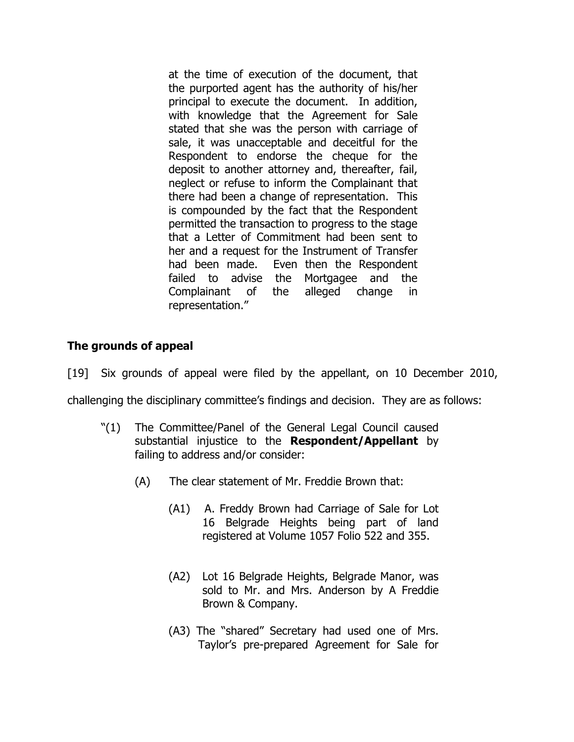> at the time of execution of the document, that the purported agent has the authority of his/her principal to execute the document. In addition, with knowledge that the Agreement for Sale stated that she was the person with carriage of sale, it was unacceptable and deceitful for the Respondent to endorse the cheque for the deposit to another attorney and, thereafter, fail, neglect or refuse to inform the Complainant that there had been a change of representation. This is compounded by the fact that the Respondent permitted the transaction to progress to the stage that a Letter of Commitment had been sent to her and a request for the Instrument of Transfer had been made. Even then the Respondent failed to advise the Mortgagee and the Complainant of the alleged change in representation."

## The grounds of appeal

[19] Six grounds of appeal were filed by the appellant, on 10 December 2010, challenging the disciplinary committee's findings and decision. They are as follows:

> "(1) The Committee/Panel of the General Legal Council caused substantial injustice to the **Respondent/Appellant** by failing to address and/or consider:
>
> (A) The clear statement of Mr. Freddie Brown that:
>
> (A1) A. Freddy Brown had Carriage of Sale for Lot 16 Belgrade Heights being part of land registered at Volume 1057 Folio 522 and 355.
>
> (A2) Lot 16 Belgrade Heights, Belgrade Manor, was sold to Mr. and Mrs. Anderson by A Freddie Brown & Company.
>
> (A3) The "shared" Secretary had used one of Mrs. Taylor's pre-prepared Agreement for Sale for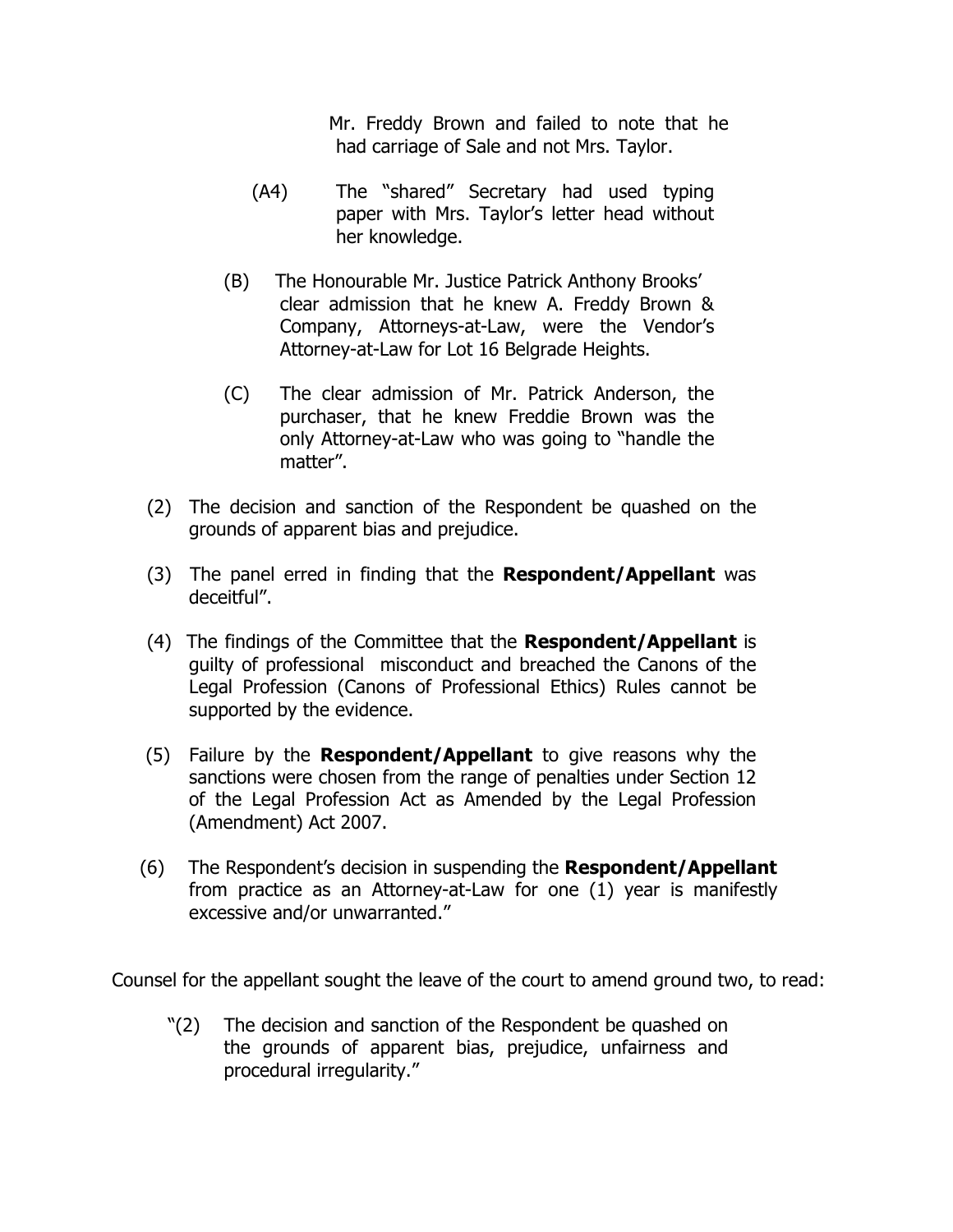Mr. Freddy Brown and failed to note that he had carriage of Sale and not Mrs. Taylor.

(A4) The "shared" Secretary had used typing paper with Mrs. Taylor's letter head without her knowledge.

(B) The Honourable Mr. Justice Patrick Anthony Brooks' clear admission that he knew A. Freddy Brown & Company, Attorneys-at-Law, were the Vendor's Attorney-at-Law for Lot 16 Belgrade Heights.

(C) The clear admission of Mr. Patrick Anderson, the purchaser, that he knew Freddie Brown was the only Attorney-at-Law who was going to "handle the matter".

(2) The decision and sanction of the Respondent be quashed on the grounds of apparent bias and prejudice.

(3) The panel erred in finding that the **Respondent/Appellant** was deceitful".

(4) The findings of the Committee that the **Respondent/Appellant** is guilty of professional misconduct and breached the Canons of the Legal Profession (Canons of Professional Ethics) Rules cannot be supported by the evidence.

(5) Failure by the **Respondent/Appellant** to give reasons why the sanctions were chosen from the range of penalties under Section 12 of the Legal Profession Act as Amended by the Legal Profession (Amendment) Act 2007.

(6) The Respondent's decision in suspending the **Respondent/Appellant** from practice as an Attorney-at-Law for one (1) year is manifestly excessive and/or unwarranted."

Counsel for the appellant sought the leave of the court to amend ground two, to read:

"(2) The decision and sanction of the Respondent be quashed on the grounds of apparent bias, prejudice, unfairness and procedural irregularity."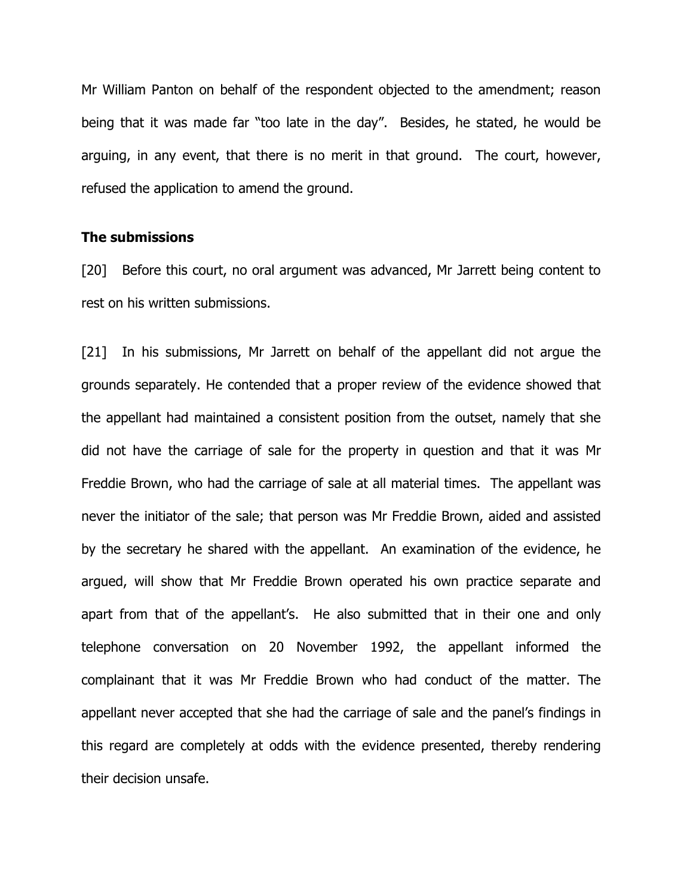Mr William Panton on behalf of the respondent objected to the amendment; reason being that it was made far "too late in the day". Besides, he stated, he would be arguing, in any event, that there is no merit in that ground. The court, however, refused the application to amend the ground.

**The submissions**

[20] Before this court, no oral argument was advanced, Mr Jarrett being content to rest on his written submissions.

[21] In his submissions, Mr Jarrett on behalf of the appellant did not argue the grounds separately. He contended that a proper review of the evidence showed that the appellant had maintained a consistent position from the outset, namely that she did not have the carriage of sale for the property in question and that it was Mr Freddie Brown, who had the carriage of sale at all material times. The appellant was never the initiator of the sale; that person was Mr Freddie Brown, aided and assisted by the secretary he shared with the appellant. An examination of the evidence, he argued, will show that Mr Freddie Brown operated his own practice separate and apart from that of the appellant's. He also submitted that in their one and only telephone conversation on 20 November 1992, the appellant informed the complainant that it was Mr Freddie Brown who had conduct of the matter. The appellant never accepted that she had the carriage of sale and the panel's findings in this regard are completely at odds with the evidence presented, thereby rendering their decision unsafe.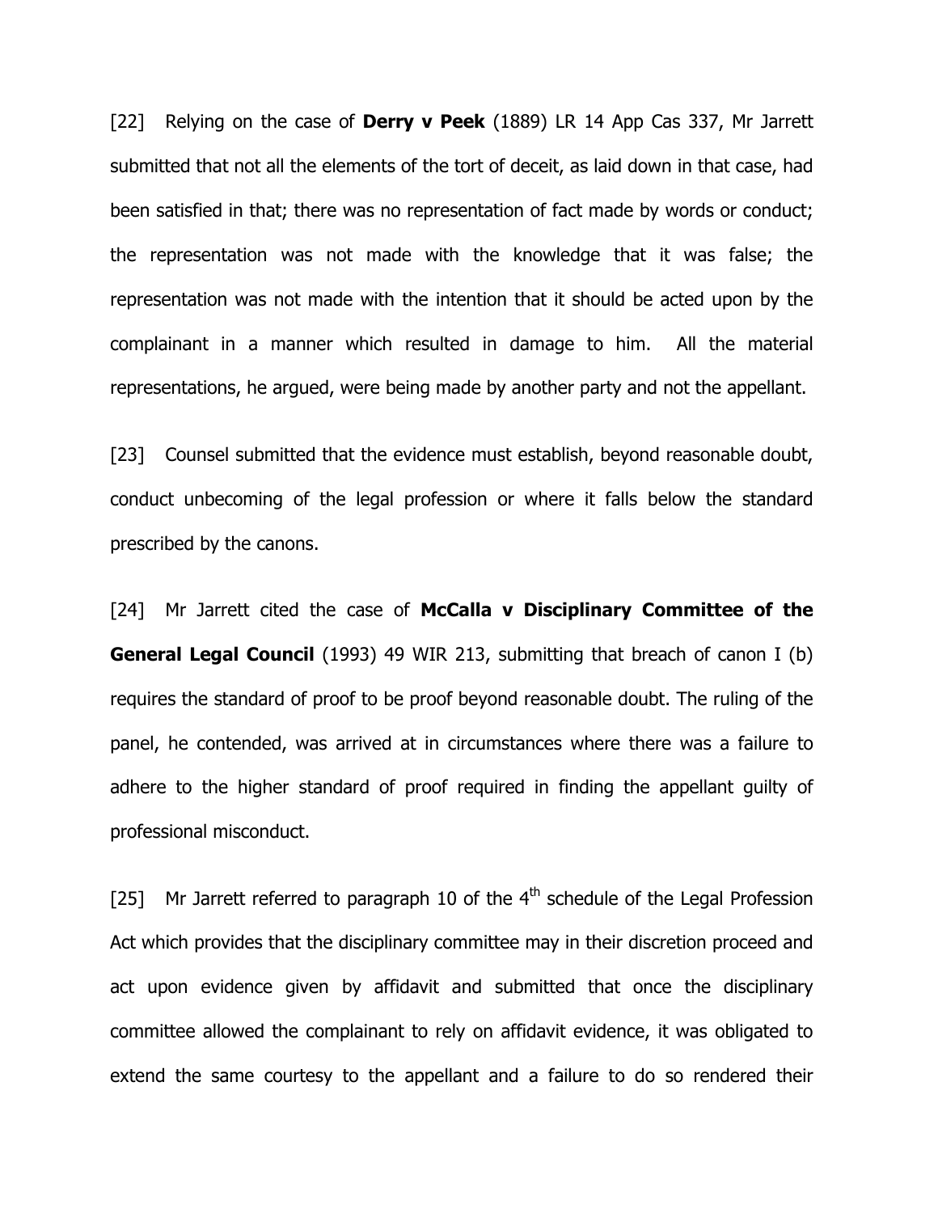[22] Relying on the case of **Derry v Peek** (1889) LR 14 App Cas 337, Mr Jarrett submitted that not all the elements of the tort of deceit, as laid down in that case, had been satisfied in that; there was no representation of fact made by words or conduct; the representation was not made with the knowledge that it was false; the representation was not made with the intention that it should be acted upon by the complainant in a manner which resulted in damage to him. All the material representations, he argued, were being made by another party and not the appellant.

[23] Counsel submitted that the evidence must establish, beyond reasonable doubt, conduct unbecoming of the legal profession or where it falls below the standard prescribed by the canons.

[24] Mr Jarrett cited the case of **McCalla v Disciplinary Committee of the General Legal Council** (1993) 49 WIR 213, submitting that breach of canon I (b) requires the standard of proof to be proof beyond reasonable doubt. The ruling of the panel, he contended, was arrived at in circumstances where there was a failure to adhere to the higher standard of proof required in finding the appellant guilty of professional misconduct.

[25] Mr Jarrett referred to paragraph 10 of the 4th schedule of the Legal Profession Act which provides that the disciplinary committee may in their discretion proceed and act upon evidence given by affidavit and submitted that once the disciplinary committee allowed the complainant to rely on affidavit evidence, it was obligated to extend the same courtesy to the appellant and a failure to do so rendered their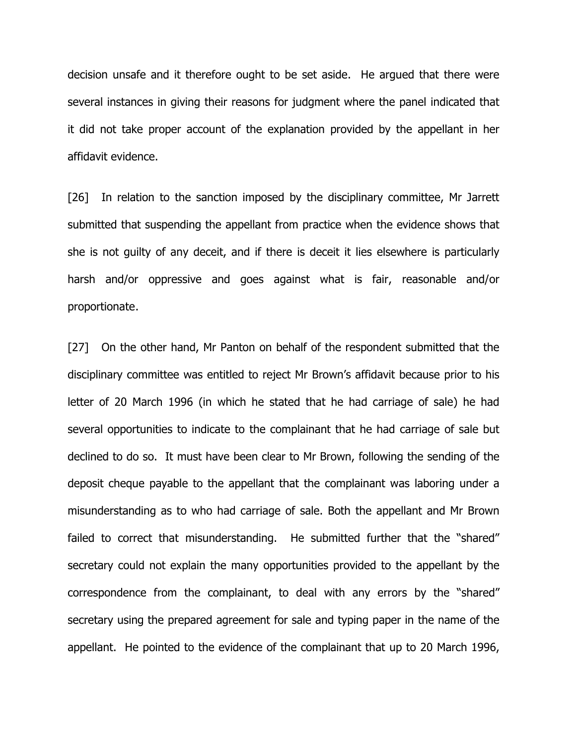decision unsafe and it therefore ought to be set aside. He argued that there were several instances in giving their reasons for judgment where the panel indicated that it did not take proper account of the explanation provided by the appellant in her affidavit evidence.

[26] In relation to the sanction imposed by the disciplinary committee, Mr Jarrett submitted that suspending the appellant from practice when the evidence shows that she is not guilty of any deceit, and if there is deceit it lies elsewhere is particularly harsh and/or oppressive and goes against what is fair, reasonable and/or proportionate.

[27] On the other hand, Mr Panton on behalf of the respondent submitted that the disciplinary committee was entitled to reject Mr Brown's affidavit because prior to his letter of 20 March 1996 (in which he stated that he had carriage of sale) he had several opportunities to indicate to the complainant that he had carriage of sale but declined to do so. It must have been clear to Mr Brown, following the sending of the deposit cheque payable to the appellant that the complainant was laboring under a misunderstanding as to who had carriage of sale. Both the appellant and Mr Brown failed to correct that misunderstanding. He submitted further that the "shared" secretary could not explain the many opportunities provided to the appellant by the correspondence from the complainant, to deal with any errors by the "shared" secretary using the prepared agreement for sale and typing paper in the name of the appellant. He pointed to the evidence of the complainant that up to 20 March 1996,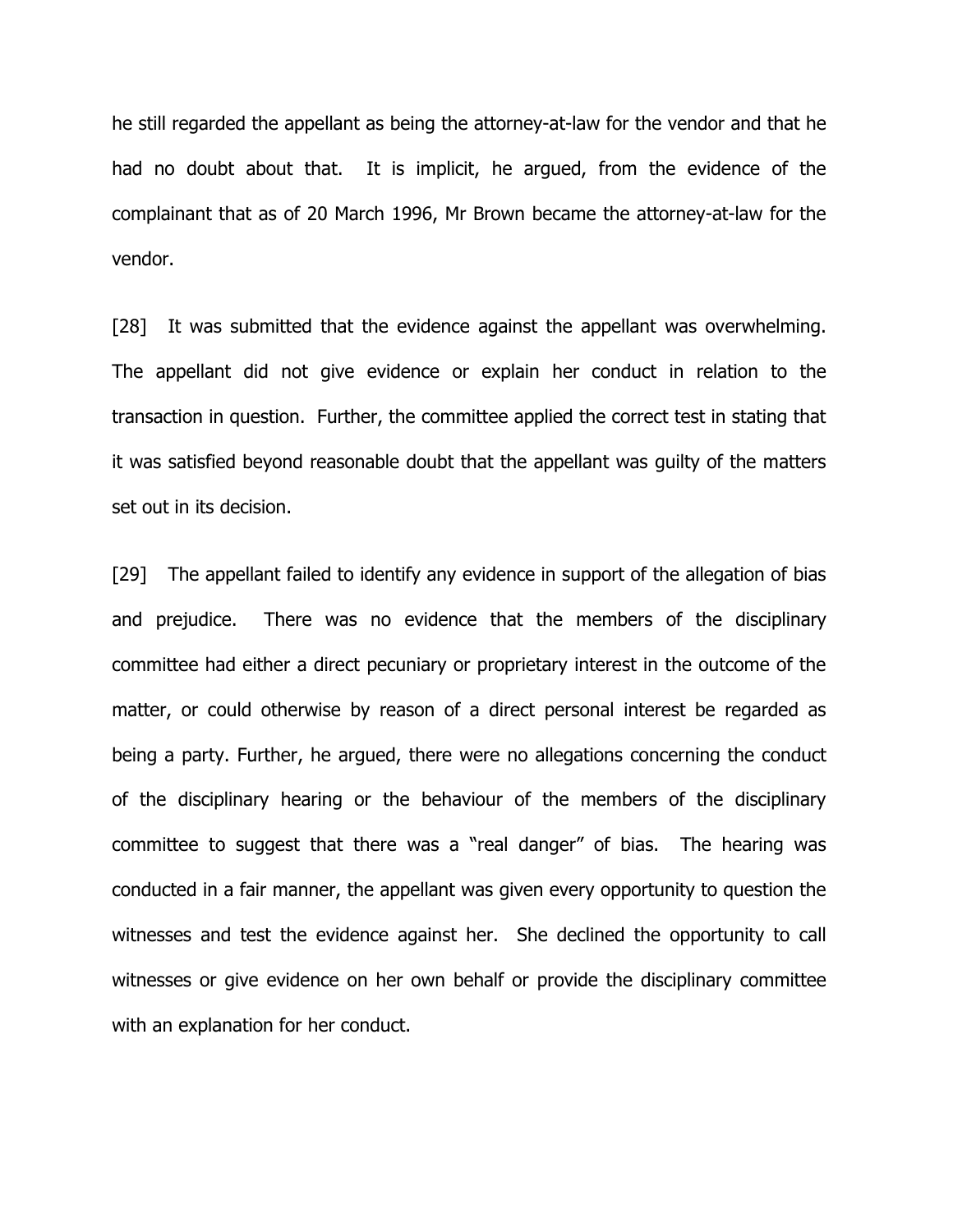he still regarded the appellant as being the attorney-at-law for the vendor and that he had no doubt about that. It is implicit, he argued, from the evidence of the complainant that as of 20 March 1996, Mr Brown became the attorney-at-law for the vendor.

[28] It was submitted that the evidence against the appellant was overwhelming. The appellant did not give evidence or explain her conduct in relation to the transaction in question. Further, the committee applied the correct test in stating that it was satisfied beyond reasonable doubt that the appellant was guilty of the matters set out in its decision.

[29] The appellant failed to identify any evidence in support of the allegation of bias and prejudice. There was no evidence that the members of the disciplinary committee had either a direct pecuniary or proprietary interest in the outcome of the matter, or could otherwise by reason of a direct personal interest be regarded as being a party. Further, he argued, there were no allegations concerning the conduct of the disciplinary hearing or the behaviour of the members of the disciplinary committee to suggest that there was a "real danger" of bias. The hearing was conducted in a fair manner, the appellant was given every opportunity to question the witnesses and test the evidence against her. She declined the opportunity to call witnesses or give evidence on her own behalf or provide the disciplinary committee with an explanation for her conduct.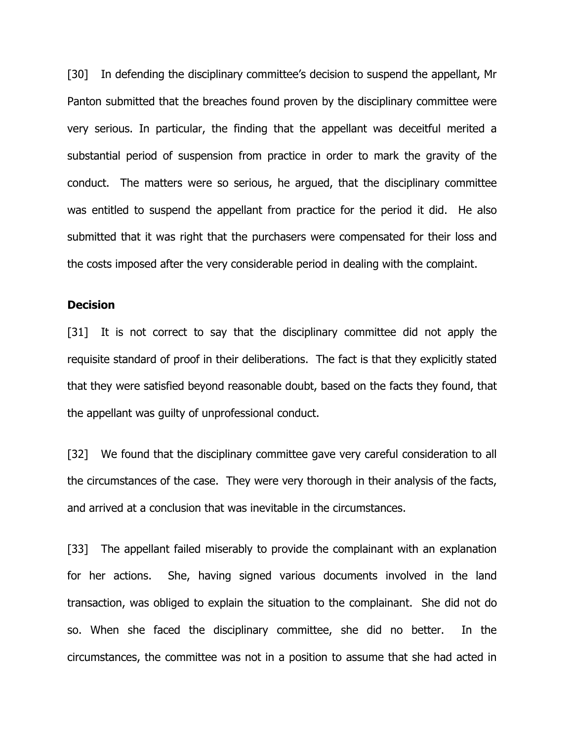[30] In defending the disciplinary committee's decision to suspend the appellant, Mr Panton submitted that the breaches found proven by the disciplinary committee were very serious. In particular, the finding that the appellant was deceitful merited a substantial period of suspension from practice in order to mark the gravity of the conduct. The matters were so serious, he argued, that the disciplinary committee was entitled to suspend the appellant from practice for the period it did. He also submitted that it was right that the purchasers were compensated for their loss and the costs imposed after the very considerable period in dealing with the complaint.

**Decision**

[31] It is not correct to say that the disciplinary committee did not apply the requisite standard of proof in their deliberations. The fact is that they explicitly stated that they were satisfied beyond reasonable doubt, based on the facts they found, that the appellant was guilty of unprofessional conduct.

[32] We found that the disciplinary committee gave very careful consideration to all the circumstances of the case. They were very thorough in their analysis of the facts, and arrived at a conclusion that was inevitable in the circumstances.

[33] The appellant failed miserably to provide the complainant with an explanation for her actions. She, having signed various documents involved in the land transaction, was obliged to explain the situation to the complainant. She did not do so. When she faced the disciplinary committee, she did no better. In the circumstances, the committee was not in a position to assume that she had acted in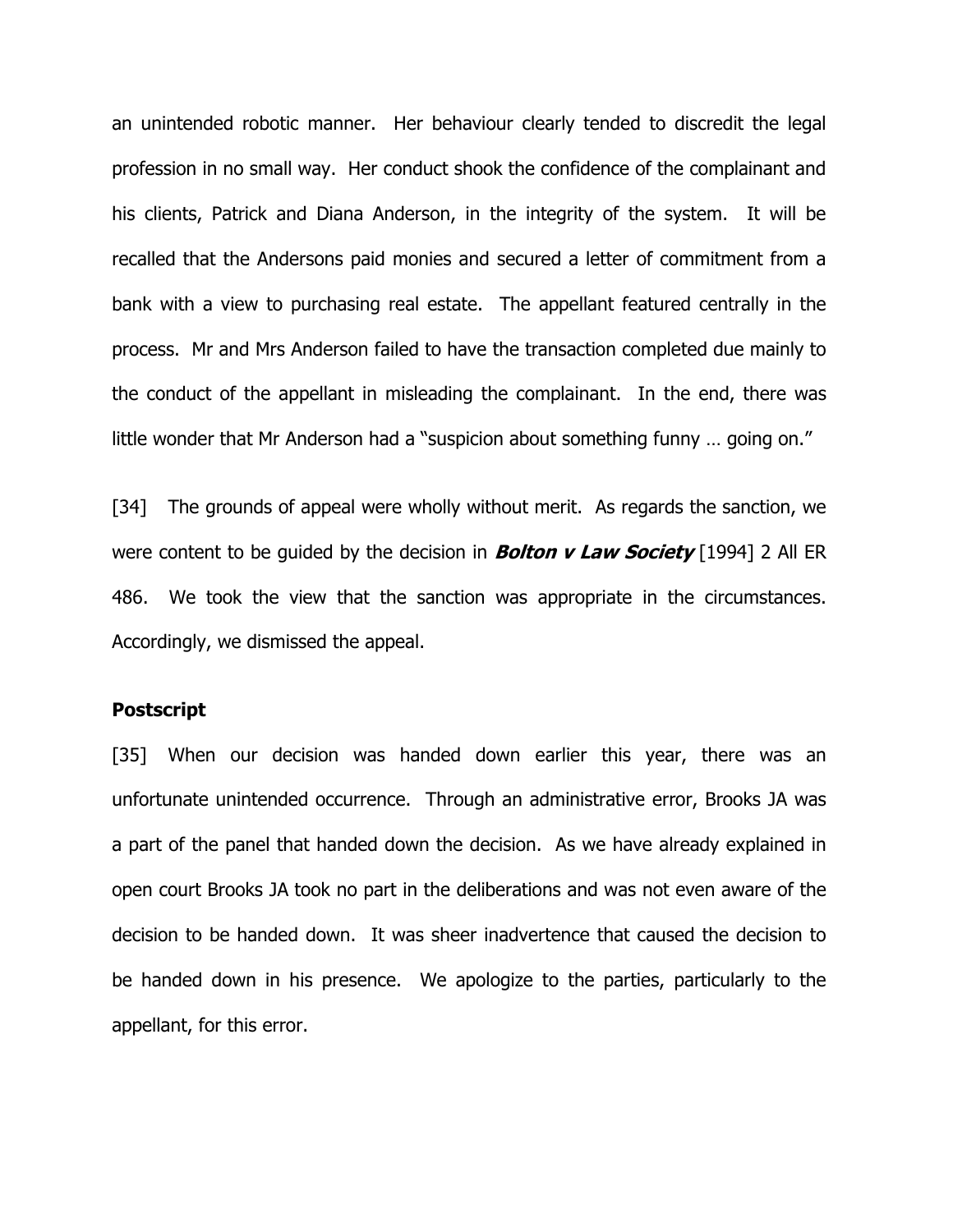an unintended robotic manner. Her behaviour clearly tended to discredit the legal profession in no small way. Her conduct shook the confidence of the complainant and his clients, Patrick and Diana Anderson, in the integrity of the system. It will be recalled that the Andersons paid monies and secured a letter of commitment from a bank with a view to purchasing real estate. The appellant featured centrally in the process. Mr and Mrs Anderson failed to have the transaction completed due mainly to the conduct of the appellant in misleading the complainant. In the end, there was little wonder that Mr Anderson had a "suspicion about something funny … going on."

[34] The grounds of appeal were wholly without merit. As regards the sanction, we were content to be guided by the decision in ***Bolton v Law Society*** [1994] 2 All ER 486. We took the view that the sanction was appropriate in the circumstances. Accordingly, we dismissed the appeal.

**Postscript**

[35] When our decision was handed down earlier this year, there was an unfortunate unintended occurrence. Through an administrative error, Brooks JA was a part of the panel that handed down the decision. As we have already explained in open court Brooks JA took no part in the deliberations and was not even aware of the decision to be handed down. It was sheer inadvertence that caused the decision to be handed down in his presence. We apologize to the parties, particularly to the appellant, for this error.